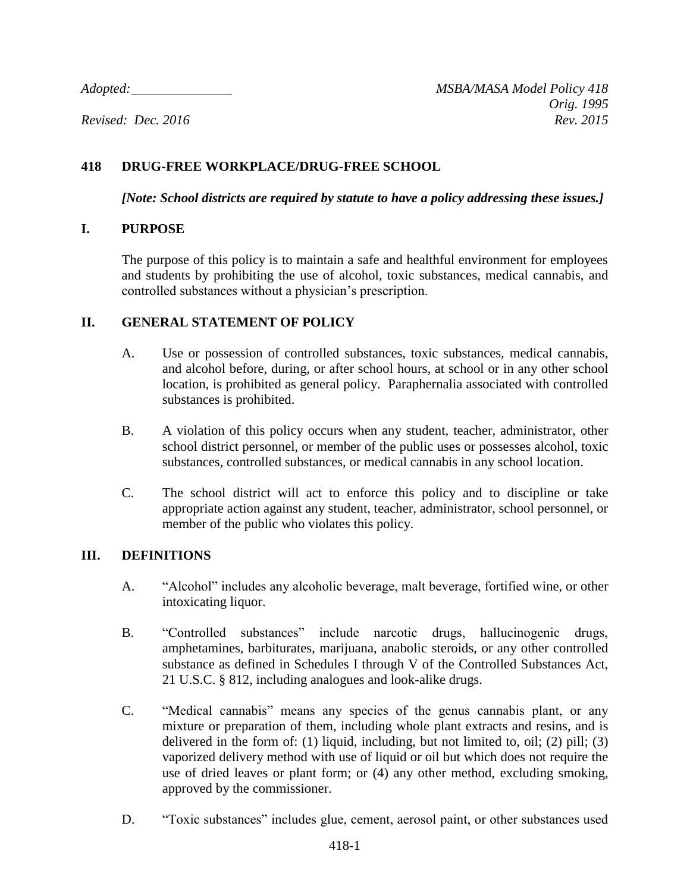*Adopted:* _______________ *MSBA/MASA Model Policy 418*
*Orig. 1995*
*Revised: Dec. 2016* *Rev. 2015*

## 418 DRUG-FREE WORKPLACE/DRUG-FREE SCHOOL

***[Note: School districts are required by statute to have a policy addressing these issues.]***

### I. PURPOSE

The purpose of this policy is to maintain a safe and healthful environment for employees and students by prohibiting the use of alcohol, toxic substances, medical cannabis, and controlled substances without a physician's prescription.

### II. GENERAL STATEMENT OF POLICY

A. Use or possession of controlled substances, toxic substances, medical cannabis, and alcohol before, during, or after school hours, at school or in any other school location, is prohibited as general policy. Paraphernalia associated with controlled substances is prohibited.

B. A violation of this policy occurs when any student, teacher, administrator, other school district personnel, or member of the public uses or possesses alcohol, toxic substances, controlled substances, or medical cannabis in any school location.

C. The school district will act to enforce this policy and to discipline or take appropriate action against any student, teacher, administrator, school personnel, or member of the public who violates this policy.

### III. DEFINITIONS

A. "Alcohol" includes any alcoholic beverage, malt beverage, fortified wine, or other intoxicating liquor.

B. "Controlled substances" include narcotic drugs, hallucinogenic drugs, amphetamines, barbiturates, marijuana, anabolic steroids, or any other controlled substance as defined in Schedules I through V of the Controlled Substances Act, 21 U.S.C. § 812, including analogues and look-alike drugs.

C. "Medical cannabis" means any species of the genus cannabis plant, or any mixture or preparation of them, including whole plant extracts and resins, and is delivered in the form of: (1) liquid, including, but not limited to, oil; (2) pill; (3) vaporized delivery method with use of liquid or oil but which does not require the use of dried leaves or plant form; or (4) any other method, excluding smoking, approved by the commissioner.

D. "Toxic substances" includes glue, cement, aerosol paint, or other substances used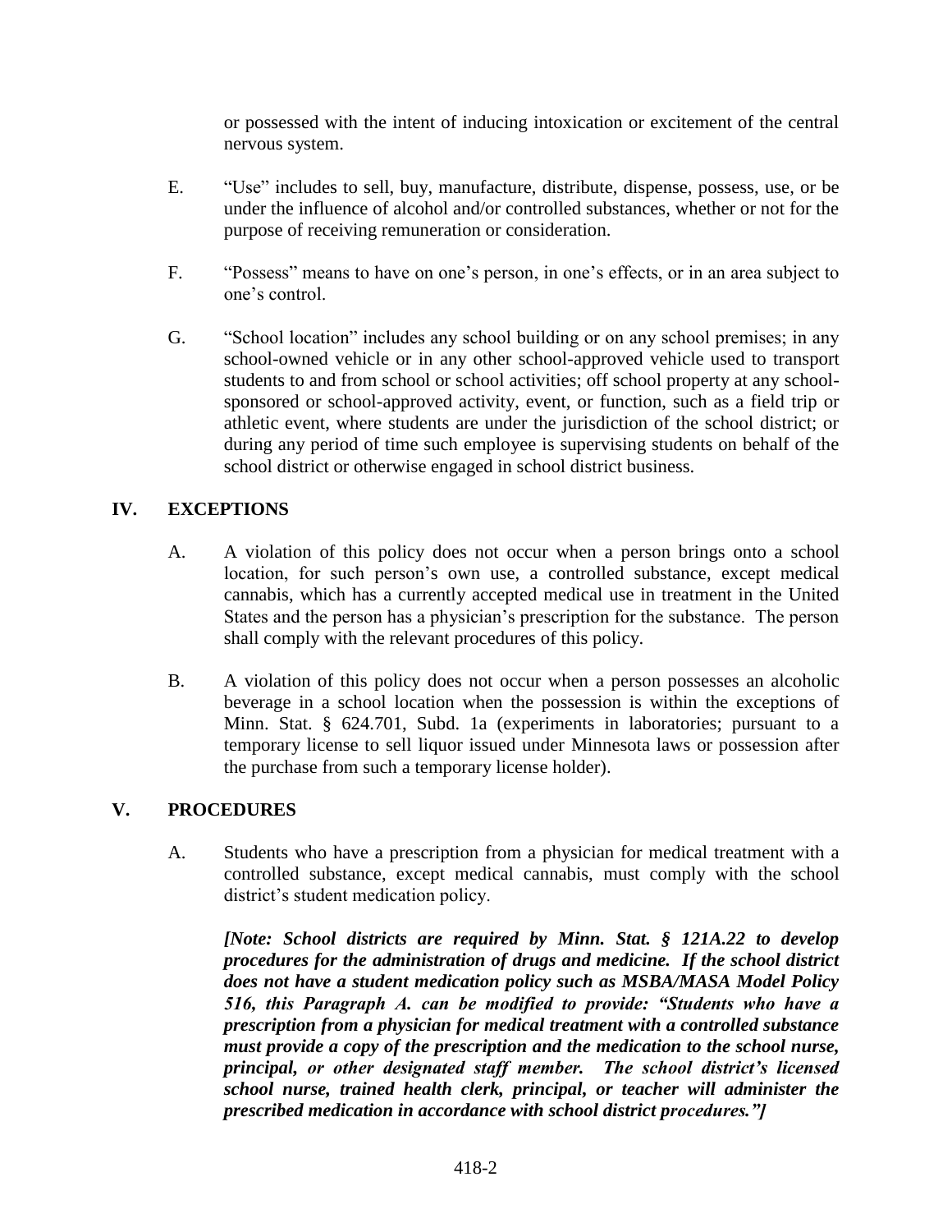or possessed with the intent of inducing intoxication or excitement of the central nervous system.

E. "Use" includes to sell, buy, manufacture, distribute, dispense, possess, use, or be under the influence of alcohol and/or controlled substances, whether or not for the purpose of receiving remuneration or consideration.

F. "Possess" means to have on one's person, in one's effects, or in an area subject to one's control.

G. "School location" includes any school building or on any school premises; in any school-owned vehicle or in any other school-approved vehicle used to transport students to and from school or school activities; off school property at any school-sponsored or school-approved activity, event, or function, such as a field trip or athletic event, where students are under the jurisdiction of the school district; or during any period of time such employee is supervising students on behalf of the school district or otherwise engaged in school district business.

## IV. EXCEPTIONS

A. A violation of this policy does not occur when a person brings onto a school location, for such person's own use, a controlled substance, except medical cannabis, which has a currently accepted medical use in treatment in the United States and the person has a physician's prescription for the substance. The person shall comply with the relevant procedures of this policy.

B. A violation of this policy does not occur when a person possesses an alcoholic beverage in a school location when the possession is within the exceptions of Minn. Stat. § 624.701, Subd. 1a (experiments in laboratories; pursuant to a temporary license to sell liquor issued under Minnesota laws or possession after the purchase from such a temporary license holder).

## V. PROCEDURES

A. Students who have a prescription from a physician for medical treatment with a controlled substance, except medical cannabis, must comply with the school district's student medication policy.

***[Note: School districts are required by Minn. Stat. § 121A.22 to develop procedures for the administration of drugs and medicine. If the school district does not have a student medication policy such as MSBA/MASA Model Policy 516, this Paragraph A. can be modified to provide: "Students who have a prescription from a physician for medical treatment with a controlled substance must provide a copy of the prescription and the medication to the school nurse, principal, or other designated staff member. The school district's licensed school nurse, trained health clerk, principal, or teacher will administer the prescribed medication in accordance with school district procedures."]***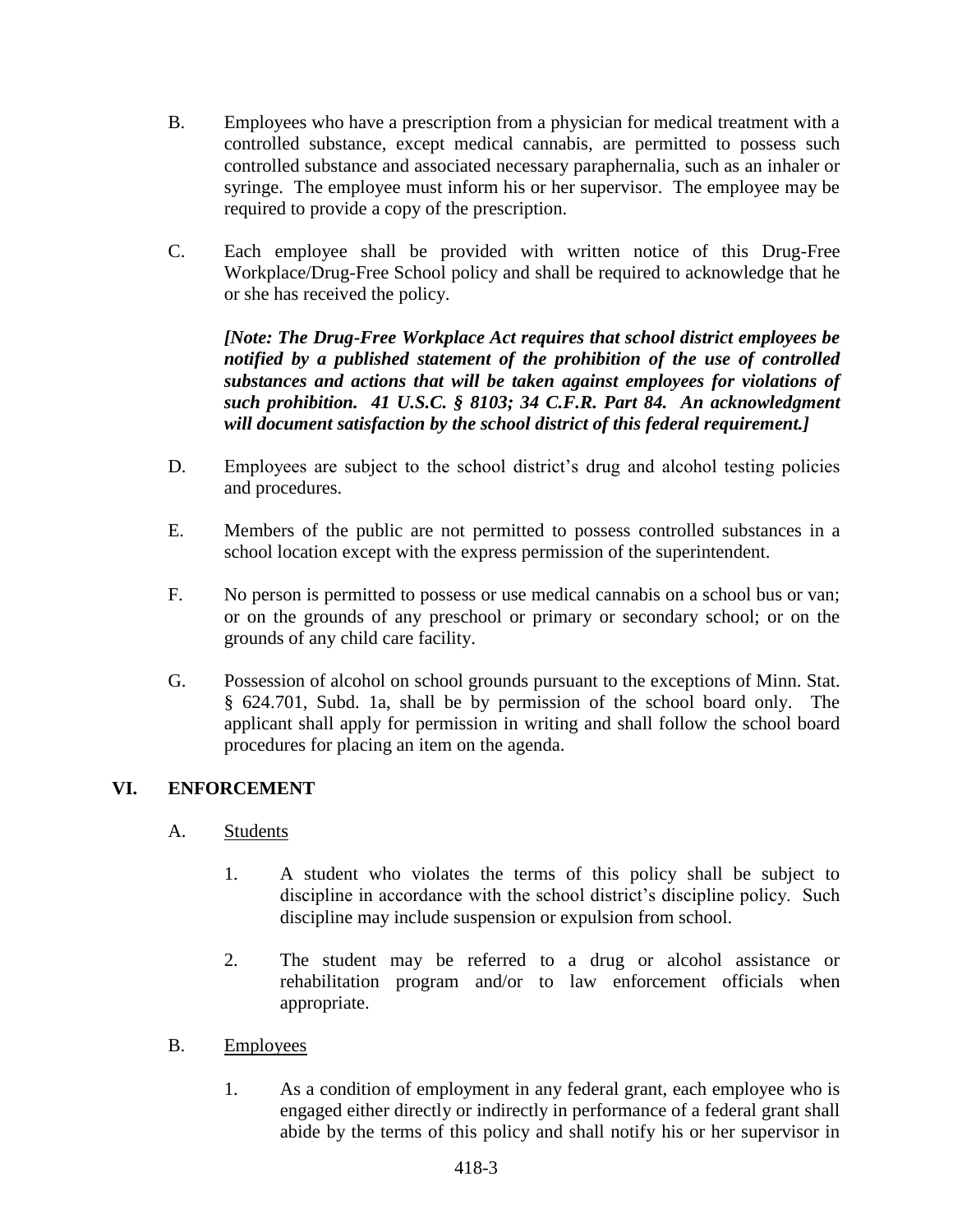B. Employees who have a prescription from a physician for medical treatment with a controlled substance, except medical cannabis, are permitted to possess such controlled substance and associated necessary paraphernalia, such as an inhaler or syringe. The employee must inform his or her supervisor. The employee may be required to provide a copy of the prescription.

C. Each employee shall be provided with written notice of this Drug-Free Workplace/Drug-Free School policy and shall be required to acknowledge that he or she has received the policy.

***[Note: The Drug-Free Workplace Act requires that school district employees be notified by a published statement of the prohibition of the use of controlled substances and actions that will be taken against employees for violations of such prohibition. 41 U.S.C. § 8103; 34 C.F.R. Part 84. An acknowledgment will document satisfaction by the school district of this federal requirement.]***

D. Employees are subject to the school district's drug and alcohol testing policies and procedures.

E. Members of the public are not permitted to possess controlled substances in a school location except with the express permission of the superintendent.

F. No person is permitted to possess or use medical cannabis on a school bus or van; or on the grounds of any preschool or primary or secondary school; or on the grounds of any child care facility.

G. Possession of alcohol on school grounds pursuant to the exceptions of Minn. Stat. § 624.701, Subd. 1a, shall be by permission of the school board only. The applicant shall apply for permission in writing and shall follow the school board procedures for placing an item on the agenda.

## VI. ENFORCEMENT

A. Students

1. A student who violates the terms of this policy shall be subject to discipline in accordance with the school district's discipline policy. Such discipline may include suspension or expulsion from school.

2. The student may be referred to a drug or alcohol assistance or rehabilitation program and/or to law enforcement officials when appropriate.

B. Employees

1. As a condition of employment in any federal grant, each employee who is engaged either directly or indirectly in performance of a federal grant shall abide by the terms of this policy and shall notify his or her supervisor in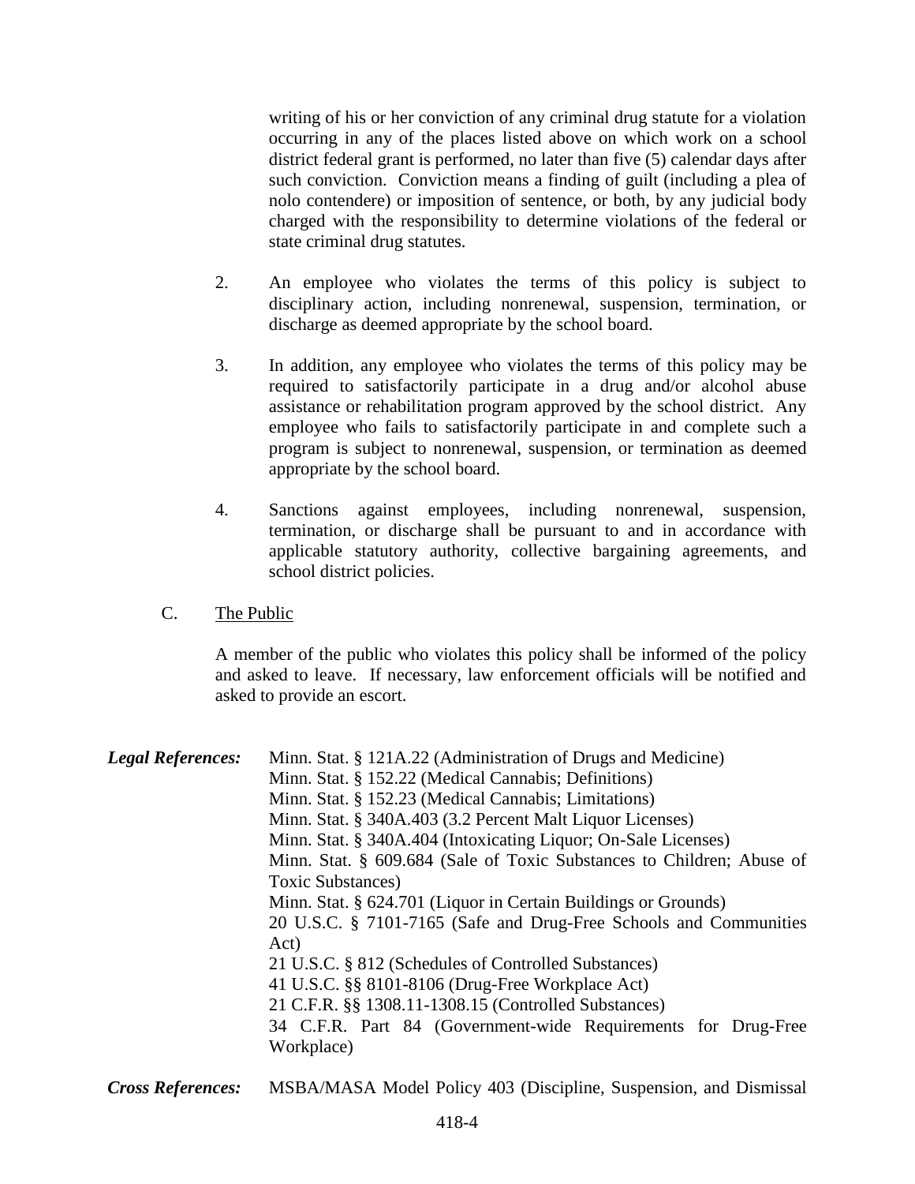writing of his or her conviction of any criminal drug statute for a violation occurring in any of the places listed above on which work on a school district federal grant is performed, no later than five (5) calendar days after such conviction. Conviction means a finding of guilt (including a plea of nolo contendere) or imposition of sentence, or both, by any judicial body charged with the responsibility to determine violations of the federal or state criminal drug statutes.

2. An employee who violates the terms of this policy is subject to disciplinary action, including nonrenewal, suspension, termination, or discharge as deemed appropriate by the school board.

3. In addition, any employee who violates the terms of this policy may be required to satisfactorily participate in a drug and/or alcohol abuse assistance or rehabilitation program approved by the school district. Any employee who fails to satisfactorily participate in and complete such a program is subject to nonrenewal, suspension, or termination as deemed appropriate by the school board.

4. Sanctions against employees, including nonrenewal, suspension, termination, or discharge shall be pursuant to and in accordance with applicable statutory authority, collective bargaining agreements, and school district policies.

C. The Public

A member of the public who violates this policy shall be informed of the policy and asked to leave. If necessary, law enforcement officials will be notified and asked to provide an escort.

***Legal References:***

Minn. Stat. § 121A.22 (Administration of Drugs and Medicine)
Minn. Stat. § 152.22 (Medical Cannabis; Definitions)
Minn. Stat. § 152.23 (Medical Cannabis; Limitations)
Minn. Stat. § 340A.403 (3.2 Percent Malt Liquor Licenses)
Minn. Stat. § 340A.404 (Intoxicating Liquor; On-Sale Licenses)
Minn. Stat. § 609.684 (Sale of Toxic Substances to Children; Abuse of Toxic Substances)
Minn. Stat. § 624.701 (Liquor in Certain Buildings or Grounds)
20 U.S.C. § 7101-7165 (Safe and Drug-Free Schools and Communities Act)
21 U.S.C. § 812 (Schedules of Controlled Substances)
41 U.S.C. §§ 8101-8106 (Drug-Free Workplace Act)
21 C.F.R. §§ 1308.11-1308.15 (Controlled Substances)
34 C.F.R. Part 84 (Government-wide Requirements for Drug-Free Workplace)

***Cross References:***

MSBA/MASA Model Policy 403 (Discipline, Suspension, and Dismissal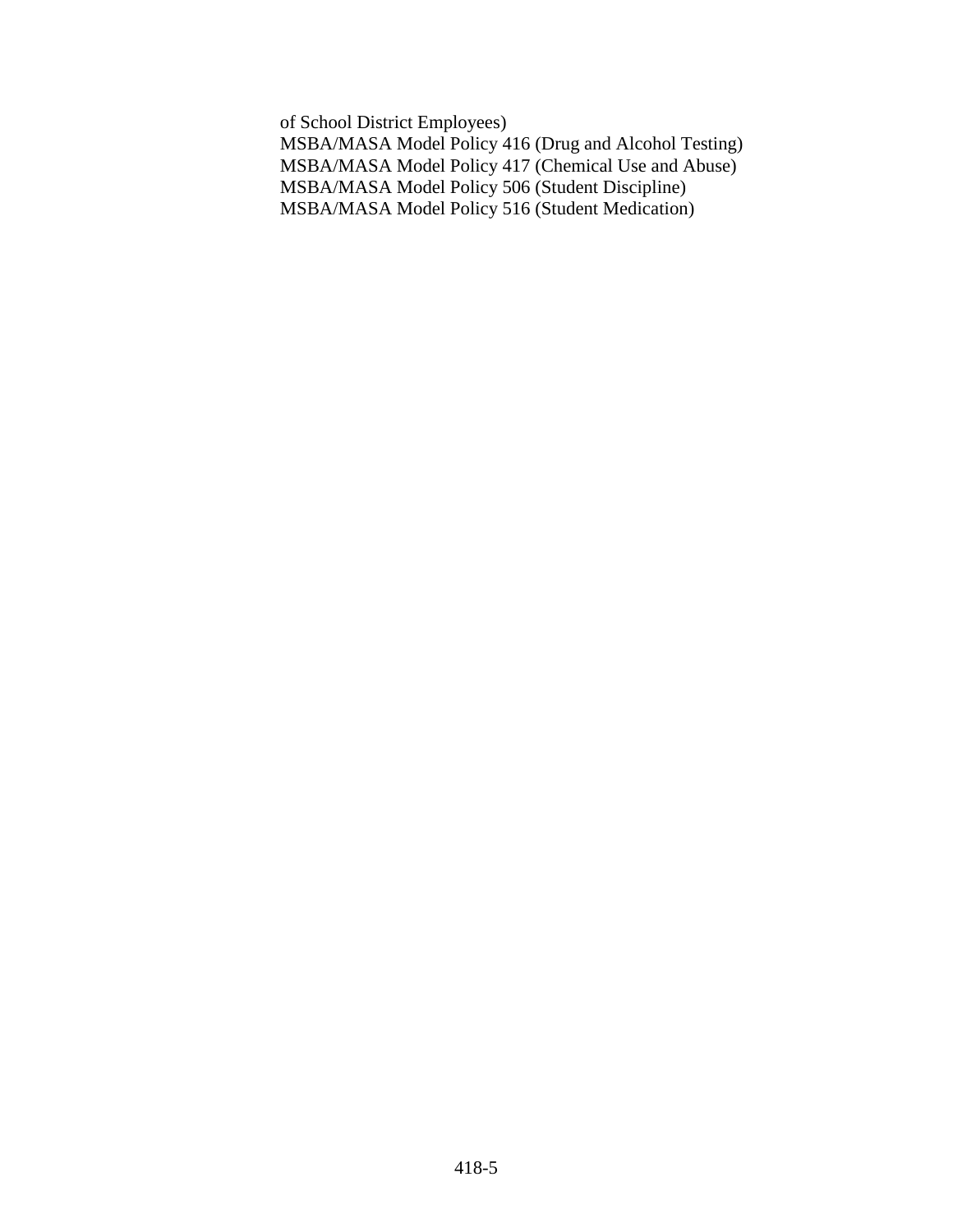of School District Employees)
MSBA/MASA Model Policy 416 (Drug and Alcohol Testing)
MSBA/MASA Model Policy 417 (Chemical Use and Abuse)
MSBA/MASA Model Policy 506 (Student Discipline)
MSBA/MASA Model Policy 516 (Student Medication)